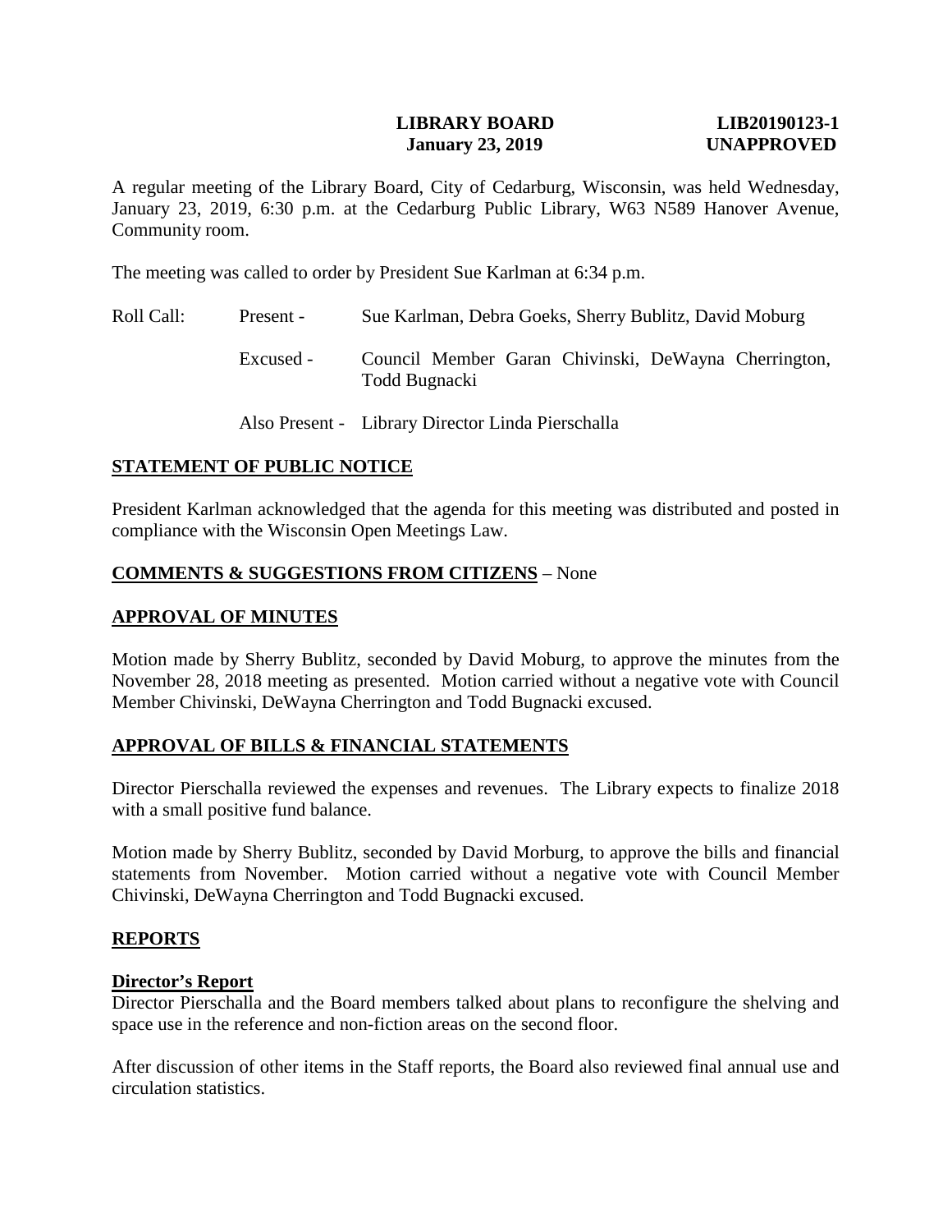**LIBRARY BOARD** **LIB20190123-1**
**January 23, 2019** **UNAPPROVED**

A regular meeting of the Library Board, City of Cedarburg, Wisconsin, was held Wednesday, January 23, 2019, 6:30 p.m. at the Cedarburg Public Library, W63 N589 Hanover Avenue, Community room.

The meeting was called to order by President Sue Karlman at 6:34 p.m.

| Roll Call: | Present - | Sue Karlman, Debra Goeks, Sherry Bublitz, David Moburg |
|---|---|---|
| | Excused - | Council Member Garan Chivinski, DeWayna Cherrington, Todd Bugnacki |
| | Also Present - | Library Director Linda Pierschalla |

## STATEMENT OF PUBLIC NOTICE

President Karlman acknowledged that the agenda for this meeting was distributed and posted in compliance with the Wisconsin Open Meetings Law.

## COMMENTS & SUGGESTIONS FROM CITIZENS – None

## APPROVAL OF MINUTES

Motion made by Sherry Bublitz, seconded by David Moburg, to approve the minutes from the November 28, 2018 meeting as presented. Motion carried without a negative vote with Council Member Chivinski, DeWayna Cherrington and Todd Bugnacki excused.

## APPROVAL OF BILLS & FINANCIAL STATEMENTS

Director Pierschalla reviewed the expenses and revenues. The Library expects to finalize 2018 with a small positive fund balance.

Motion made by Sherry Bublitz, seconded by David Morburg, to approve the bills and financial statements from November. Motion carried without a negative vote with Council Member Chivinski, DeWayna Cherrington and Todd Bugnacki excused.

## REPORTS

### Director's Report

Director Pierschalla and the Board members talked about plans to reconfigure the shelving and space use in the reference and non-fiction areas on the second floor.

After discussion of other items in the Staff reports, the Board also reviewed final annual use and circulation statistics.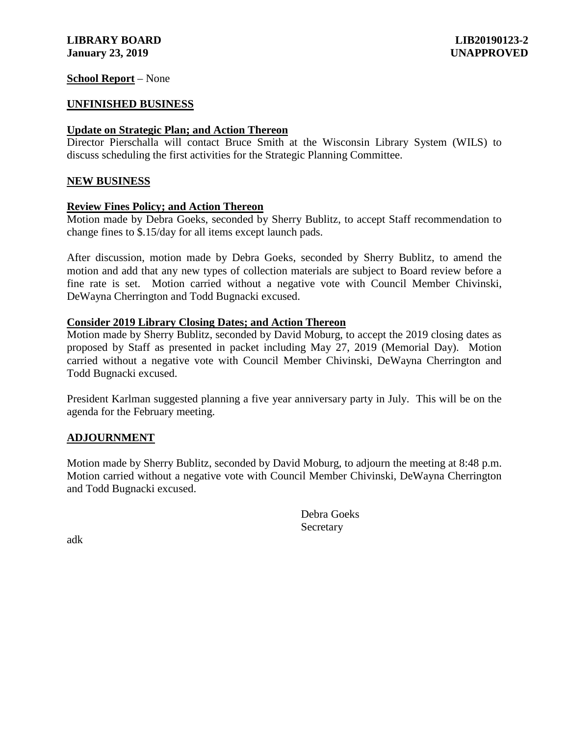**School Report** – None

## UNFINISHED BUSINESS

**Update on Strategic Plan; and Action Thereon**

Director Pierschalla will contact Bruce Smith at the Wisconsin Library System (WILS) to discuss scheduling the first activities for the Strategic Planning Committee.

## NEW BUSINESS

**Review Fines Policy; and Action Thereon**

Motion made by Debra Goeks, seconded by Sherry Bublitz, to accept Staff recommendation to change fines to $.15/day for all items except launch pads.

After discussion, motion made by Debra Goeks, seconded by Sherry Bublitz, to amend the motion and add that any new types of collection materials are subject to Board review before a fine rate is set. Motion carried without a negative vote with Council Member Chivinski, DeWayna Cherrington and Todd Bugnacki excused.

**Consider 2019 Library Closing Dates; and Action Thereon**

Motion made by Sherry Bublitz, seconded by David Moburg, to accept the 2019 closing dates as proposed by Staff as presented in packet including May 27, 2019 (Memorial Day). Motion carried without a negative vote with Council Member Chivinski, DeWayna Cherrington and Todd Bugnacki excused.

President Karlman suggested planning a five year anniversary party in July. This will be on the agenda for the February meeting.

## ADJOURNMENT

Motion made by Sherry Bublitz, seconded by David Moburg, to adjourn the meeting at 8:48 p.m. Motion carried without a negative vote with Council Member Chivinski, DeWayna Cherrington and Todd Bugnacki excused.

Debra Goeks
Secretary

adk